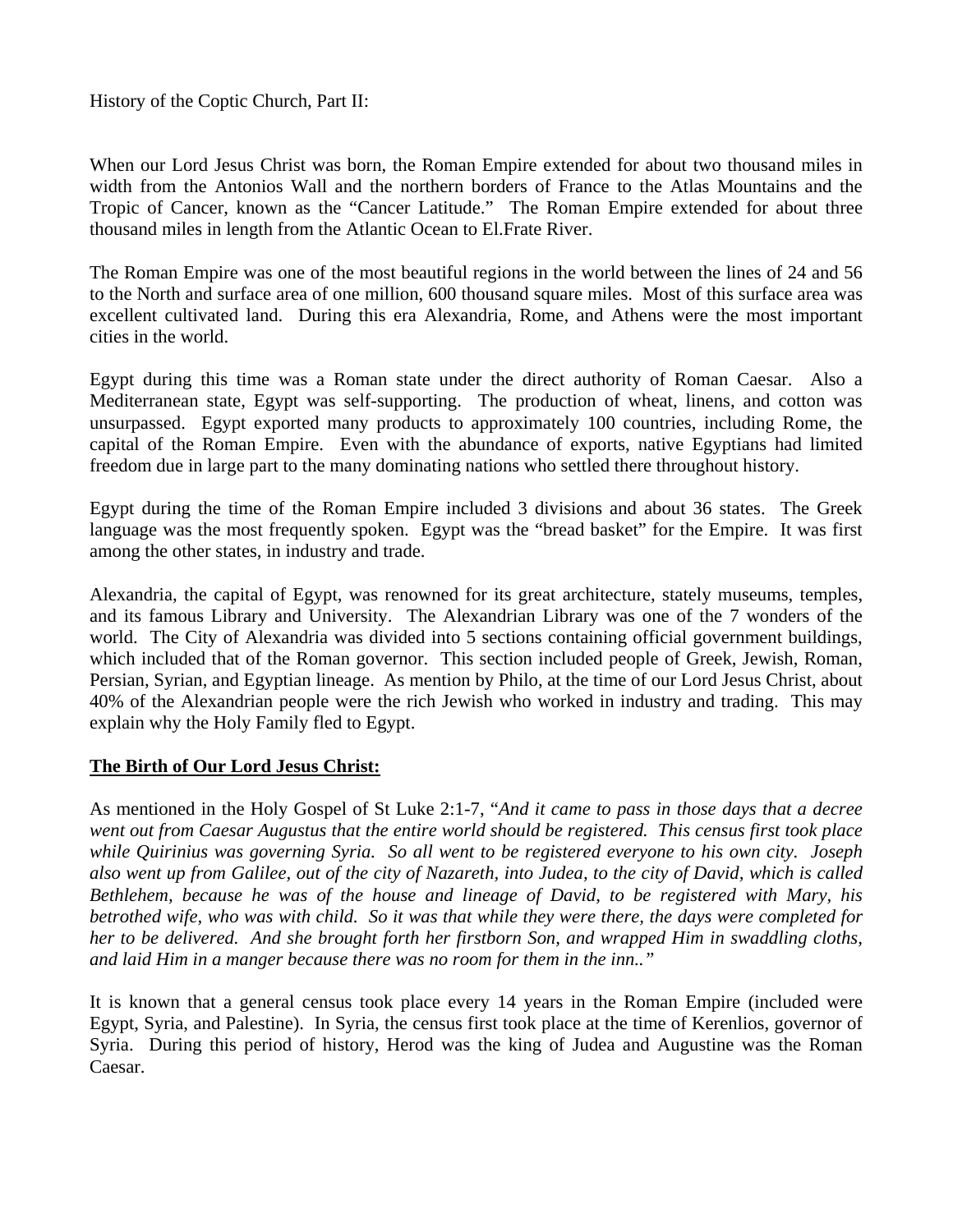History of the Coptic Church, Part II:

When our Lord Jesus Christ was born, the Roman Empire extended for about two thousand miles in width from the Antonios Wall and the northern borders of France to the Atlas Mountains and the Tropic of Cancer, known as the "Cancer Latitude." The Roman Empire extended for about three thousand miles in length from the Atlantic Ocean to El.Frate River.

The Roman Empire was one of the most beautiful regions in the world between the lines of 24 and 56 to the North and surface area of one million, 600 thousand square miles. Most of this surface area was excellent cultivated land. During this era Alexandria, Rome, and Athens were the most important cities in the world.

Egypt during this time was a Roman state under the direct authority of Roman Caesar. Also a Mediterranean state, Egypt was self-supporting. The production of wheat, linens, and cotton was unsurpassed. Egypt exported many products to approximately 100 countries, including Rome, the capital of the Roman Empire. Even with the abundance of exports, native Egyptians had limited freedom due in large part to the many dominating nations who settled there throughout history.

Egypt during the time of the Roman Empire included 3 divisions and about 36 states. The Greek language was the most frequently spoken. Egypt was the "bread basket" for the Empire. It was first among the other states, in industry and trade.

Alexandria, the capital of Egypt, was renowned for its great architecture, stately museums, temples, and its famous Library and University. The Alexandrian Library was one of the 7 wonders of the world. The City of Alexandria was divided into 5 sections containing official government buildings, which included that of the Roman governor. This section included people of Greek, Jewish, Roman, Persian, Syrian, and Egyptian lineage. As mention by Philo, at the time of our Lord Jesus Christ, about 40% of the Alexandrian people were the rich Jewish who worked in industry and trading. This may explain why the Holy Family fled to Egypt.

**<u>The Birth of Our Lord Jesus Christ:</u>**

As mentioned in the Holy Gospel of St Luke 2:1-7, "*And it came to pass in those days that a decree went out from Caesar Augustus that the entire world should be registered. This census first took place while Quirinius was governing Syria. So all went to be registered everyone to his own city. Joseph also went up from Galilee, out of the city of Nazareth, into Judea, to the city of David, which is called Bethlehem, because he was of the house and lineage of David, to be registered with Mary, his betrothed wife, who was with child. So it was that while they were there, the days were completed for her to be delivered. And she brought forth her firstborn Son, and wrapped Him in swaddling cloths, and laid Him in a manger because there was no room for them in the inn..*"

It is known that a general census took place every 14 years in the Roman Empire (included were Egypt, Syria, and Palestine). In Syria, the census first took place at the time of Kerenlios, governor of Syria. During this period of history, Herod was the king of Judea and Augustine was the Roman Caesar.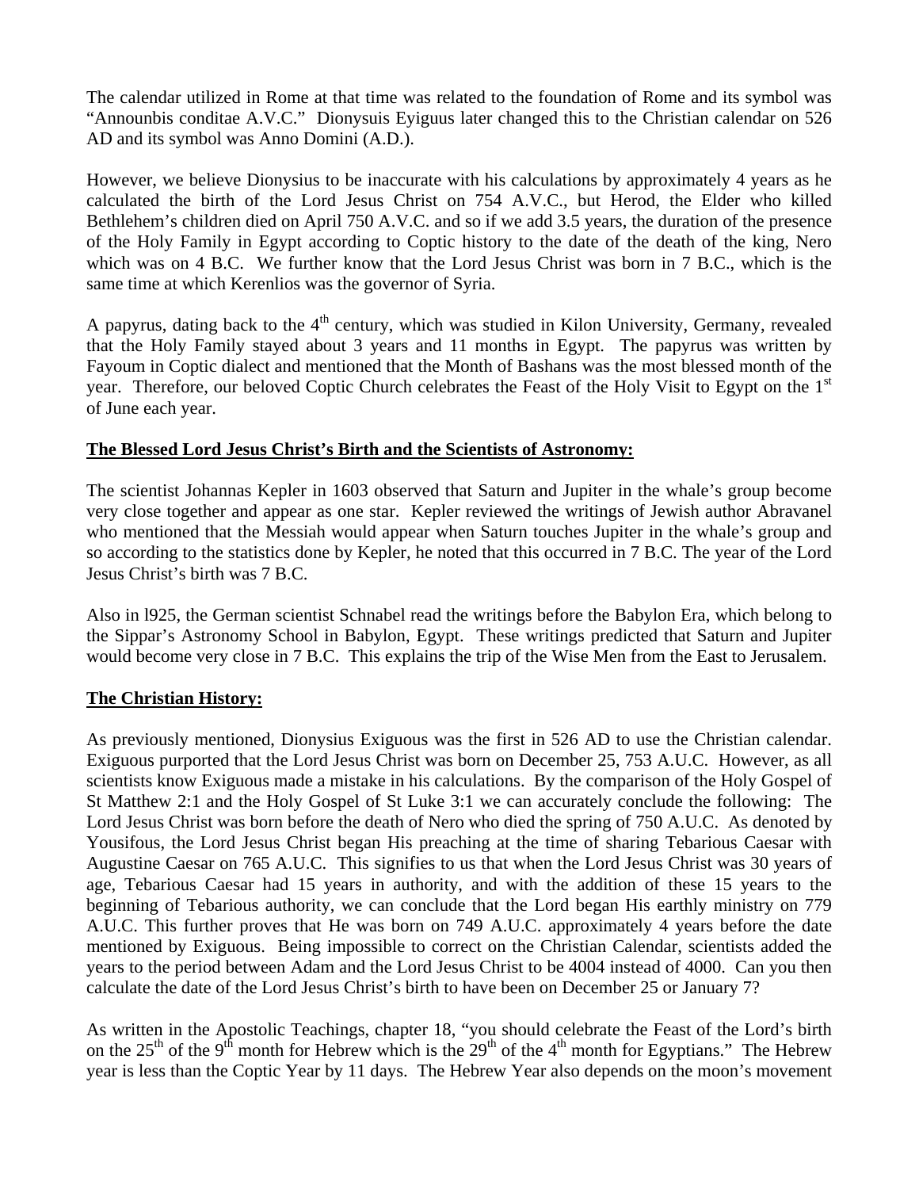The calendar utilized in Rome at that time was related to the foundation of Rome and its symbol was "Announbis conditae A.V.C." Dionysuis Eyiguus later changed this to the Christian calendar on 526 AD and its symbol was Anno Domini (A.D.).

However, we believe Dionysius to be inaccurate with his calculations by approximately 4 years as he calculated the birth of the Lord Jesus Christ on 754 A.V.C., but Herod, the Elder who killed Bethlehem's children died on April 750 A.V.C. and so if we add 3.5 years, the duration of the presence of the Holy Family in Egypt according to Coptic history to the date of the death of the king, Nero which was on 4 B.C. We further know that the Lord Jesus Christ was born in 7 B.C., which is the same time at which Kerenlios was the governor of Syria.

A papyrus, dating back to the 4th century, which was studied in Kilon University, Germany, revealed that the Holy Family stayed about 3 years and 11 months in Egypt. The papyrus was written by Fayoum in Coptic dialect and mentioned that the Month of Bashans was the most blessed month of the year. Therefore, our beloved Coptic Church celebrates the Feast of the Holy Visit to Egypt on the 1st of June each year.

**<u>The Blessed Lord Jesus Christ's Birth and the Scientists of Astronomy:</u>**

The scientist Johannas Kepler in 1603 observed that Saturn and Jupiter in the whale's group become very close together and appear as one star. Kepler reviewed the writings of Jewish author Abravanel who mentioned that the Messiah would appear when Saturn touches Jupiter in the whale's group and so according to the statistics done by Kepler, he noted that this occurred in 7 B.C. The year of the Lord Jesus Christ's birth was 7 B.C.

Also in l925, the German scientist Schnabel read the writings before the Babylon Era, which belong to the Sippar's Astronomy School in Babylon, Egypt. These writings predicted that Saturn and Jupiter would become very close in 7 B.C. This explains the trip of the Wise Men from the East to Jerusalem.

**<u>The Christian History:</u>**

As previously mentioned, Dionysius Exiguous was the first in 526 AD to use the Christian calendar. Exiguous purported that the Lord Jesus Christ was born on December 25, 753 A.U.C. However, as all scientists know Exiguous made a mistake in his calculations. By the comparison of the Holy Gospel of St Matthew 2:1 and the Holy Gospel of St Luke 3:1 we can accurately conclude the following: The Lord Jesus Christ was born before the death of Nero who died the spring of 750 A.U.C. As denoted by Yousifous, the Lord Jesus Christ began His preaching at the time of sharing Tebarious Caesar with Augustine Caesar on 765 A.U.C. This signifies to us that when the Lord Jesus Christ was 30 years of age, Tebarious Caesar had 15 years in authority, and with the addition of these 15 years to the beginning of Tebarious authority, we can conclude that the Lord began His earthly ministry on 779 A.U.C. This further proves that He was born on 749 A.U.C. approximately 4 years before the date mentioned by Exiguous. Being impossible to correct on the Christian Calendar, scientists added the years to the period between Adam and the Lord Jesus Christ to be 4004 instead of 4000. Can you then calculate the date of the Lord Jesus Christ's birth to have been on December 25 or January 7?

As written in the Apostolic Teachings, chapter 18, "you should celebrate the Feast of the Lord's birth on the 25th of the 9th month for Hebrew which is the 29th of the 4th month for Egyptians." The Hebrew year is less than the Coptic Year by 11 days. The Hebrew Year also depends on the moon's movement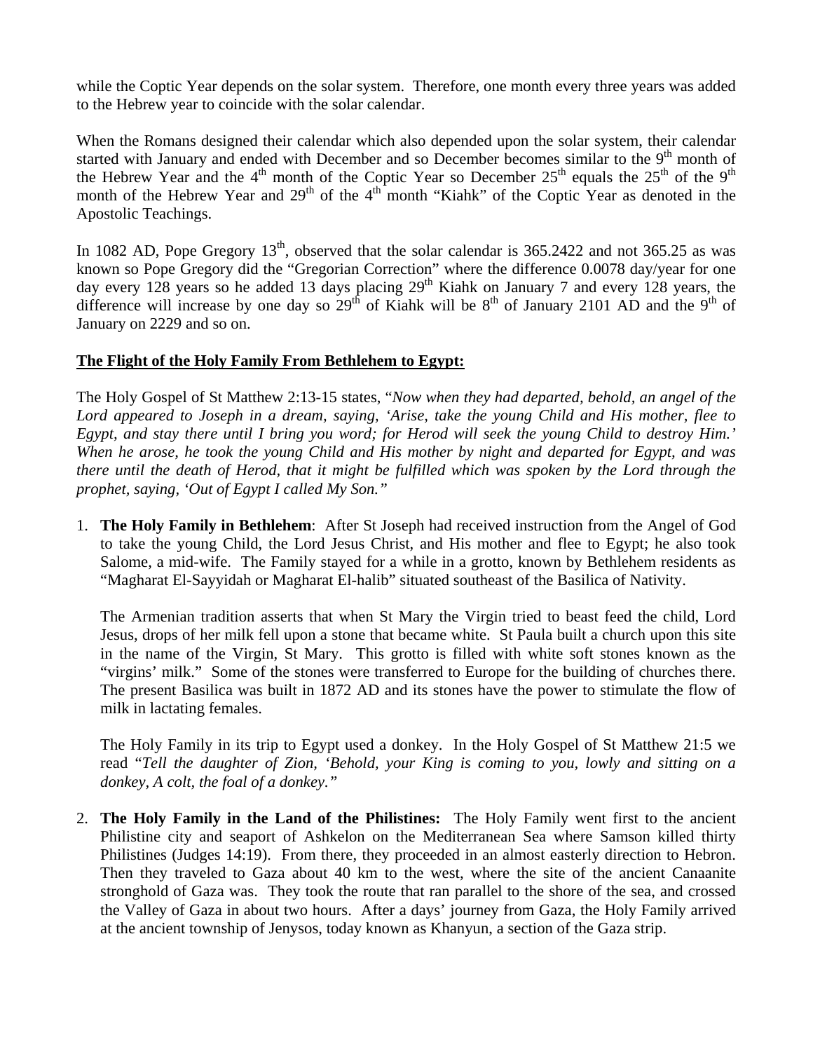while the Coptic Year depends on the solar system. Therefore, one month every three years was added to the Hebrew year to coincide with the solar calendar.

When the Romans designed their calendar which also depended upon the solar system, their calendar started with January and ended with December and so December becomes similar to the 9th month of the Hebrew Year and the 4th month of the Coptic Year so December 25th equals the 25th of the 9th month of the Hebrew Year and 29th of the 4th month "Kiahk" of the Coptic Year as denoted in the Apostolic Teachings.

In 1082 AD, Pope Gregory 13th, observed that the solar calendar is 365.2422 and not 365.25 as was known so Pope Gregory did the "Gregorian Correction" where the difference 0.0078 day/year for one day every 128 years so he added 13 days placing 29th Kiahk on January 7 and every 128 years, the difference will increase by one day so 29th of Kiahk will be 8th of January 2101 AD and the 9th of January on 2229 and so on.

**The Flight of the Holy Family From Bethlehem to Egypt:**

The Holy Gospel of St Matthew 2:13-15 states, "*Now when they had departed, behold, an angel of the Lord appeared to Joseph in a dream, saying, 'Arise, take the young Child and His mother, flee to Egypt, and stay there until I bring you word; for Herod will seek the young Child to destroy Him.' When he arose, he took the young Child and His mother by night and departed for Egypt, and was there until the death of Herod, that it might be fulfilled which was spoken by the Lord through the prophet, saying, 'Out of Egypt I called My Son."*

1. **The Holy Family in Bethlehem**: After St Joseph had received instruction from the Angel of God to take the young Child, the Lord Jesus Christ, and His mother and flee to Egypt; he also took Salome, a mid-wife. The Family stayed for a while in a grotto, known by Bethlehem residents as "Magharat El-Sayyidah or Magharat El-halib" situated southeast of the Basilica of Nativity.

   The Armenian tradition asserts that when St Mary the Virgin tried to beast feed the child, Lord Jesus, drops of her milk fell upon a stone that became white. St Paula built a church upon this site in the name of the Virgin, St Mary. This grotto is filled with white soft stones known as the "virgins' milk." Some of the stones were transferred to Europe for the building of churches there. The present Basilica was built in 1872 AD and its stones have the power to stimulate the flow of milk in lactating females.

   The Holy Family in its trip to Egypt used a donkey. In the Holy Gospel of St Matthew 21:5 we read "*Tell the daughter of Zion, 'Behold, your King is coming to you, lowly and sitting on a donkey, A colt, the foal of a donkey."*

2. **The Holy Family in the Land of the Philistines:** The Holy Family went first to the ancient Philistine city and seaport of Ashkelon on the Mediterranean Sea where Samson killed thirty Philistines (Judges 14:19). From there, they proceeded in an almost easterly direction to Hebron. Then they traveled to Gaza about 40 km to the west, where the site of the ancient Canaanite stronghold of Gaza was. They took the route that ran parallel to the shore of the sea, and crossed the Valley of Gaza in about two hours. After a days' journey from Gaza, the Holy Family arrived at the ancient township of Jenysos, today known as Khanyun, a section of the Gaza strip.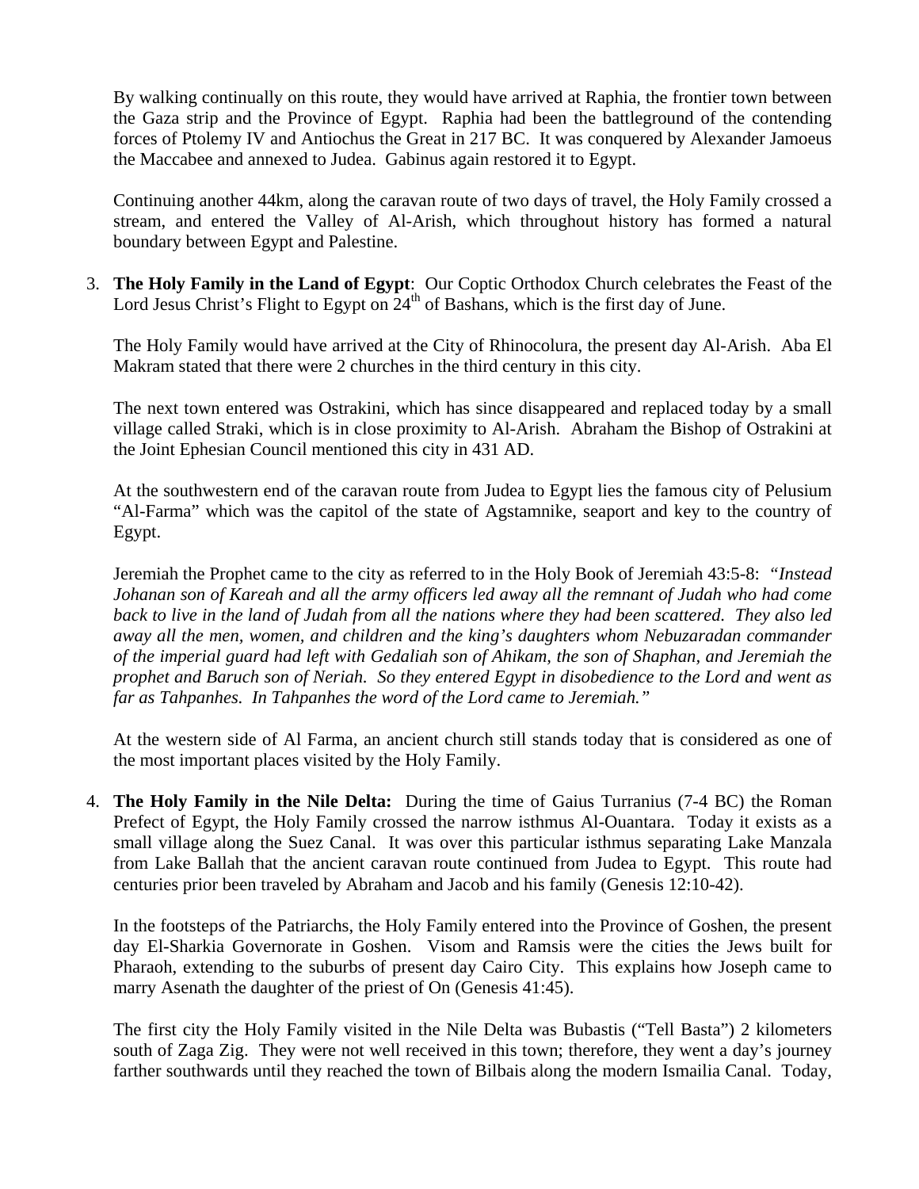By walking continually on this route, they would have arrived at Raphia, the frontier town between the Gaza strip and the Province of Egypt. Raphia had been the battleground of the contending forces of Ptolemy IV and Antiochus the Great in 217 BC. It was conquered by Alexander Jamoeus the Maccabee and annexed to Judea. Gabinus again restored it to Egypt.

Continuing another 44km, along the caravan route of two days of travel, the Holy Family crossed a stream, and entered the Valley of Al-Arish, which throughout history has formed a natural boundary between Egypt and Palestine.

3. **The Holy Family in the Land of Egypt**: Our Coptic Orthodox Church celebrates the Feast of the Lord Jesus Christ's Flight to Egypt on 24th of Bashans, which is the first day of June.

   The Holy Family would have arrived at the City of Rhinocolura, the present day Al-Arish. Aba El Makram stated that there were 2 churches in the third century in this city.

   The next town entered was Ostrakini, which has since disappeared and replaced today by a small village called Straki, which is in close proximity to Al-Arish. Abraham the Bishop of Ostrakini at the Joint Ephesian Council mentioned this city in 431 AD.

   At the southwestern end of the caravan route from Judea to Egypt lies the famous city of Pelusium "Al-Farma" which was the capitol of the state of Agstamnike, seaport and key to the country of Egypt.

   Jeremiah the Prophet came to the city as referred to in the Holy Book of Jeremiah 43:5-8: *"Instead Johanan son of Kareah and all the army officers led away all the remnant of Judah who had come back to live in the land of Judah from all the nations where they had been scattered. They also led away all the men, women, and children and the king's daughters whom Nebuzaradan commander of the imperial guard had left with Gedaliah son of Ahikam, the son of Shaphan, and Jeremiah the prophet and Baruch son of Neriah. So they entered Egypt in disobedience to the Lord and went as far as Tahpanhes. In Tahpanhes the word of the Lord came to Jeremiah."*

   At the western side of Al Farma, an ancient church still stands today that is considered as one of the most important places visited by the Holy Family.

4. **The Holy Family in the Nile Delta:** During the time of Gaius Turranius (7-4 BC) the Roman Prefect of Egypt, the Holy Family crossed the narrow isthmus Al-Ouantara. Today it exists as a small village along the Suez Canal. It was over this particular isthmus separating Lake Manzala from Lake Ballah that the ancient caravan route continued from Judea to Egypt. This route had centuries prior been traveled by Abraham and Jacob and his family (Genesis 12:10-42).

   In the footsteps of the Patriarchs, the Holy Family entered into the Province of Goshen, the present day El-Sharkia Governorate in Goshen. Visom and Ramsis were the cities the Jews built for Pharaoh, extending to the suburbs of present day Cairo City. This explains how Joseph came to marry Asenath the daughter of the priest of On (Genesis 41:45).

   The first city the Holy Family visited in the Nile Delta was Bubastis ("Tell Basta") 2 kilometers south of Zaga Zig. They were not well received in this town; therefore, they went a day's journey farther southwards until they reached the town of Bilbais along the modern Ismailia Canal. Today,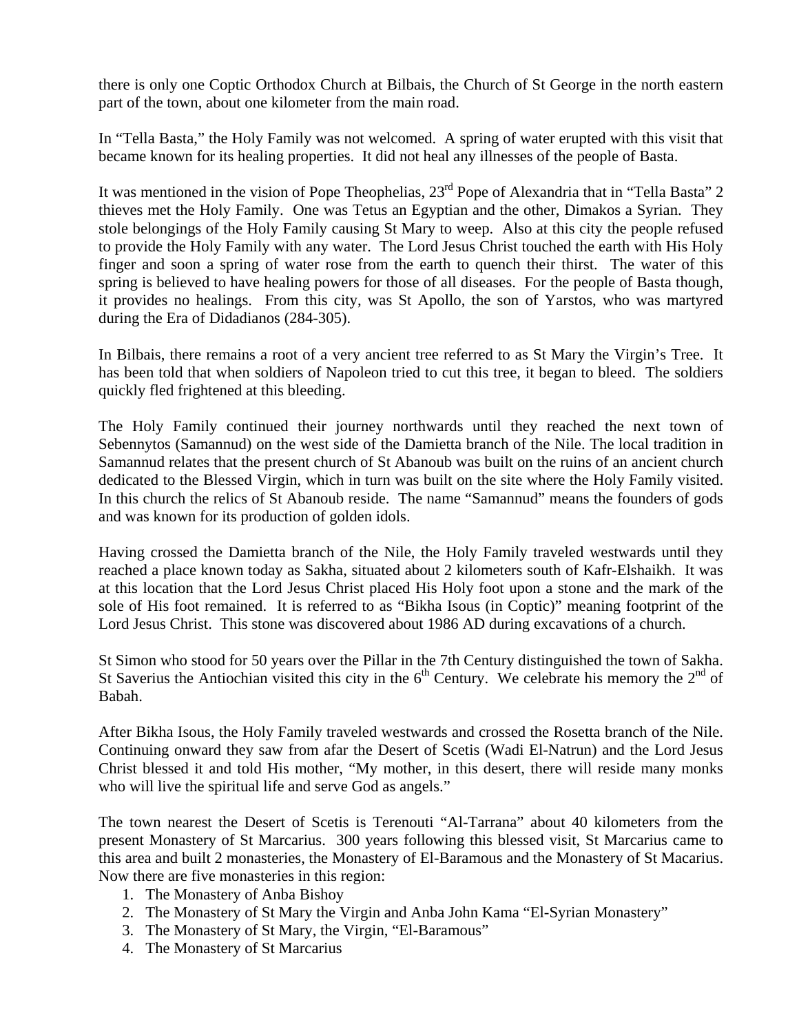there is only one Coptic Orthodox Church at Bilbais, the Church of St George in the north eastern part of the town, about one kilometer from the main road.

In "Tella Basta," the Holy Family was not welcomed. A spring of water erupted with this visit that became known for its healing properties. It did not heal any illnesses of the people of Basta.

It was mentioned in the vision of Pope Theophelias, 23rd Pope of Alexandria that in "Tella Basta" 2 thieves met the Holy Family. One was Tetus an Egyptian and the other, Dimakos a Syrian. They stole belongings of the Holy Family causing St Mary to weep. Also at this city the people refused to provide the Holy Family with any water. The Lord Jesus Christ touched the earth with His Holy finger and soon a spring of water rose from the earth to quench their thirst. The water of this spring is believed to have healing powers for those of all diseases. For the people of Basta though, it provides no healings. From this city, was St Apollo, the son of Yarstos, who was martyred during the Era of Didadianos (284-305).

In Bilbais, there remains a root of a very ancient tree referred to as St Mary the Virgin's Tree. It has been told that when soldiers of Napoleon tried to cut this tree, it began to bleed. The soldiers quickly fled frightened at this bleeding.

The Holy Family continued their journey northwards until they reached the next town of Sebennytos (Samannud) on the west side of the Damietta branch of the Nile. The local tradition in Samannud relates that the present church of St Abanoub was built on the ruins of an ancient church dedicated to the Blessed Virgin, which in turn was built on the site where the Holy Family visited. In this church the relics of St Abanoub reside. The name "Samannud" means the founders of gods and was known for its production of golden idols.

Having crossed the Damietta branch of the Nile, the Holy Family traveled westwards until they reached a place known today as Sakha, situated about 2 kilometers south of Kafr-Elshaikh. It was at this location that the Lord Jesus Christ placed His Holy foot upon a stone and the mark of the sole of His foot remained. It is referred to as "Bikha Isous (in Coptic)" meaning footprint of the Lord Jesus Christ. This stone was discovered about 1986 AD during excavations of a church.

St Simon who stood for 50 years over the Pillar in the 7th Century distinguished the town of Sakha. St Saverius the Antiochian visited this city in the 6th Century. We celebrate his memory the 2nd of Babah.

After Bikha Isous, the Holy Family traveled westwards and crossed the Rosetta branch of the Nile. Continuing onward they saw from afar the Desert of Scetis (Wadi El-Natrun) and the Lord Jesus Christ blessed it and told His mother, "My mother, in this desert, there will reside many monks who will live the spiritual life and serve God as angels."

The town nearest the Desert of Scetis is Terenouti "Al-Tarrana" about 40 kilometers from the present Monastery of St Marcarius. 300 years following this blessed visit, St Marcarius came to this area and built 2 monasteries, the Monastery of El-Baramous and the Monastery of St Macarius. Now there are five monasteries in this region:

1. The Monastery of Anba Bishoy
2. The Monastery of St Mary the Virgin and Anba John Kama "El-Syrian Monastery"
3. The Monastery of St Mary, the Virgin, "El-Baramous"
4. The Monastery of St Marcarius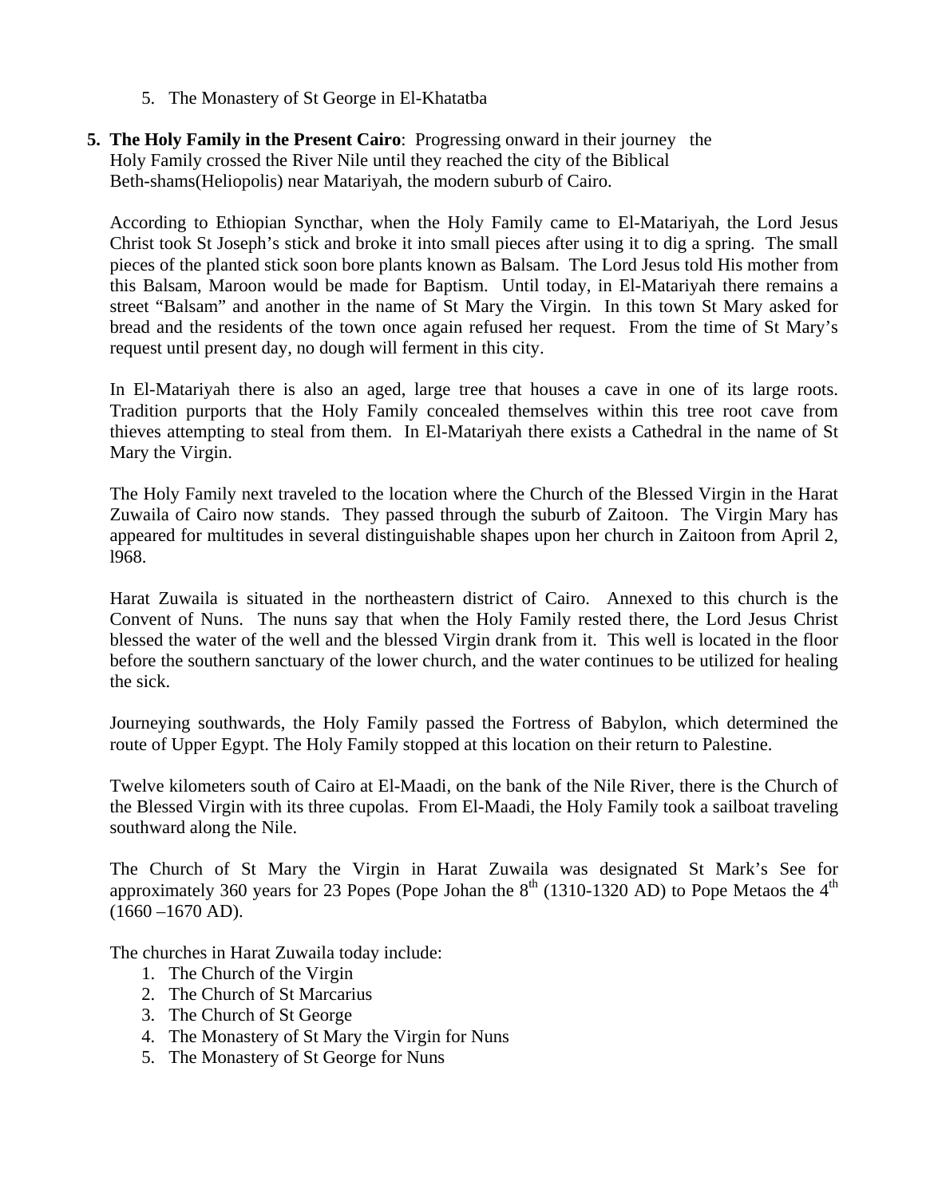5. The Monastery of St George in El-Khatatba

5. **The Holy Family in the Present Cairo**: Progressing onward in their journey the Holy Family crossed the River Nile until they reached the city of the Biblical Beth-shams(Heliopolis) near Matariyah, the modern suburb of Cairo.

   According to Ethiopian Syncthar, when the Holy Family came to El-Matariyah, the Lord Jesus Christ took St Joseph's stick and broke it into small pieces after using it to dig a spring. The small pieces of the planted stick soon bore plants known as Balsam. The Lord Jesus told His mother from this Balsam, Maroon would be made for Baptism. Until today, in El-Matariyah there remains a street "Balsam" and another in the name of St Mary the Virgin. In this town St Mary asked for bread and the residents of the town once again refused her request. From the time of St Mary's request until present day, no dough will ferment in this city.

   In El-Matariyah there is also an aged, large tree that houses a cave in one of its large roots. Tradition purports that the Holy Family concealed themselves within this tree root cave from thieves attempting to steal from them. In El-Matariyah there exists a Cathedral in the name of St Mary the Virgin.

   The Holy Family next traveled to the location where the Church of the Blessed Virgin in the Harat Zuwaila of Cairo now stands. They passed through the suburb of Zaitoon. The Virgin Mary has appeared for multitudes in several distinguishable shapes upon her church in Zaitoon from April 2, l968.

   Harat Zuwaila is situated in the northeastern district of Cairo. Annexed to this church is the Convent of Nuns. The nuns say that when the Holy Family rested there, the Lord Jesus Christ blessed the water of the well and the blessed Virgin drank from it. This well is located in the floor before the southern sanctuary of the lower church, and the water continues to be utilized for healing the sick.

   Journeying southwards, the Holy Family passed the Fortress of Babylon, which determined the route of Upper Egypt. The Holy Family stopped at this location on their return to Palestine.

   Twelve kilometers south of Cairo at El-Maadi, on the bank of the Nile River, there is the Church of the Blessed Virgin with its three cupolas. From El-Maadi, the Holy Family took a sailboat traveling southward along the Nile.

   The Church of St Mary the Virgin in Harat Zuwaila was designated St Mark's See for approximately 360 years for 23 Popes (Pope Johan the 8th (1310-1320 AD) to Pope Metaos the 4th (1660 –1670 AD).

   The churches in Harat Zuwaila today include:
   1. The Church of the Virgin
   2. The Church of St Marcarius
   3. The Church of St George
   4. The Monastery of St Mary the Virgin for Nuns
   5. The Monastery of St George for Nuns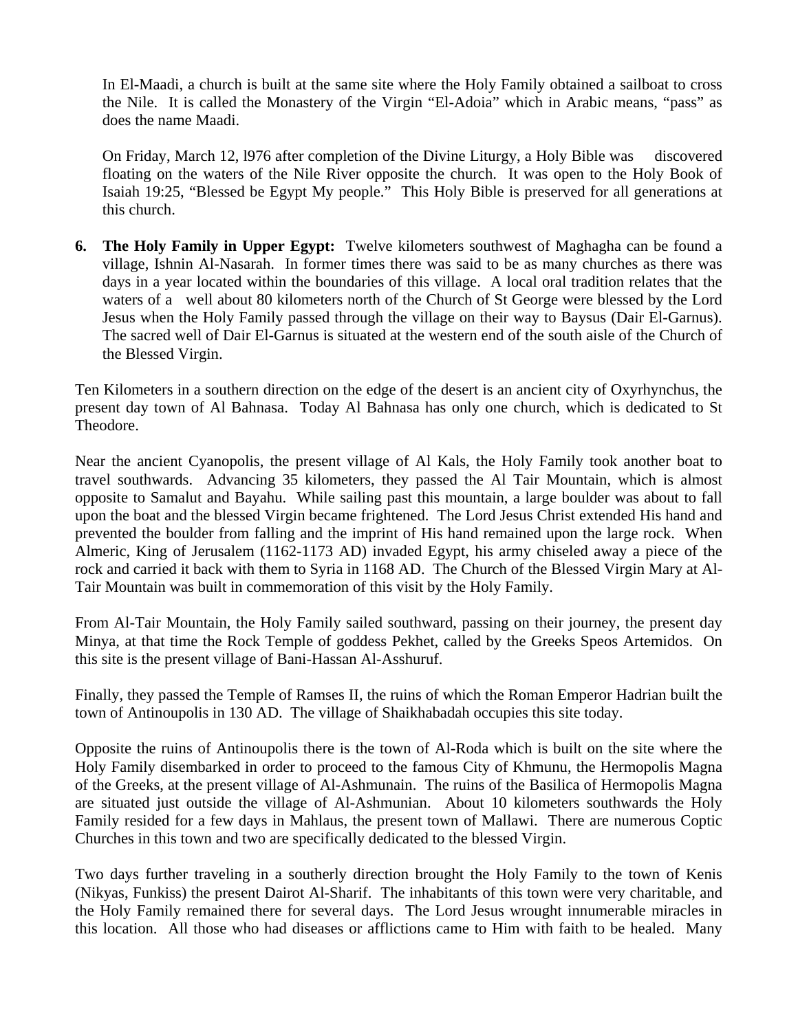In El-Maadi, a church is built at the same site where the Holy Family obtained a sailboat to cross the Nile. It is called the Monastery of the Virgin "El-Adoia" which in Arabic means, "pass" as does the name Maadi.

On Friday, March 12, l976 after completion of the Divine Liturgy, a Holy Bible was discovered floating on the waters of the Nile River opposite the church. It was open to the Holy Book of Isaiah 19:25, "Blessed be Egypt My people." This Holy Bible is preserved for all generations at this church.

6. **The Holy Family in Upper Egypt:** Twelve kilometers southwest of Maghagha can be found a village, Ishnin Al-Nasarah. In former times there was said to be as many churches as there was days in a year located within the boundaries of this village. A local oral tradition relates that the waters of a well about 80 kilometers north of the Church of St George were blessed by the Lord Jesus when the Holy Family passed through the village on their way to Baysus (Dair El-Garnus). The sacred well of Dair El-Garnus is situated at the western end of the south aisle of the Church of the Blessed Virgin.

Ten Kilometers in a southern direction on the edge of the desert is an ancient city of Oxyrhynchus, the present day town of Al Bahnasa. Today Al Bahnasa has only one church, which is dedicated to St Theodore.

Near the ancient Cyanopolis, the present village of Al Kals, the Holy Family took another boat to travel southwards. Advancing 35 kilometers, they passed the Al Tair Mountain, which is almost opposite to Samalut and Bayahu. While sailing past this mountain, a large boulder was about to fall upon the boat and the blessed Virgin became frightened. The Lord Jesus Christ extended His hand and prevented the boulder from falling and the imprint of His hand remained upon the large rock. When Almeric, King of Jerusalem (1162-1173 AD) invaded Egypt, his army chiseled away a piece of the rock and carried it back with them to Syria in 1168 AD. The Church of the Blessed Virgin Mary at Al-Tair Mountain was built in commemoration of this visit by the Holy Family.

From Al-Tair Mountain, the Holy Family sailed southward, passing on their journey, the present day Minya, at that time the Rock Temple of goddess Pekhet, called by the Greeks Speos Artemidos. On this site is the present village of Bani-Hassan Al-Asshuruf.

Finally, they passed the Temple of Ramses II, the ruins of which the Roman Emperor Hadrian built the town of Antinoupolis in 130 AD. The village of Shaikhabadah occupies this site today.

Opposite the ruins of Antinoupolis there is the town of Al-Roda which is built on the site where the Holy Family disembarked in order to proceed to the famous City of Khmunu, the Hermopolis Magna of the Greeks, at the present village of Al-Ashmunain. The ruins of the Basilica of Hermopolis Magna are situated just outside the village of Al-Ashmunian. About 10 kilometers southwards the Holy Family resided for a few days in Mahlaus, the present town of Mallawi. There are numerous Coptic Churches in this town and two are specifically dedicated to the blessed Virgin.

Two days further traveling in a southerly direction brought the Holy Family to the town of Kenis (Nikyas, Funkiss) the present Dairot Al-Sharif. The inhabitants of this town were very charitable, and the Holy Family remained there for several days. The Lord Jesus wrought innumerable miracles in this location. All those who had diseases or afflictions came to Him with faith to be healed. Many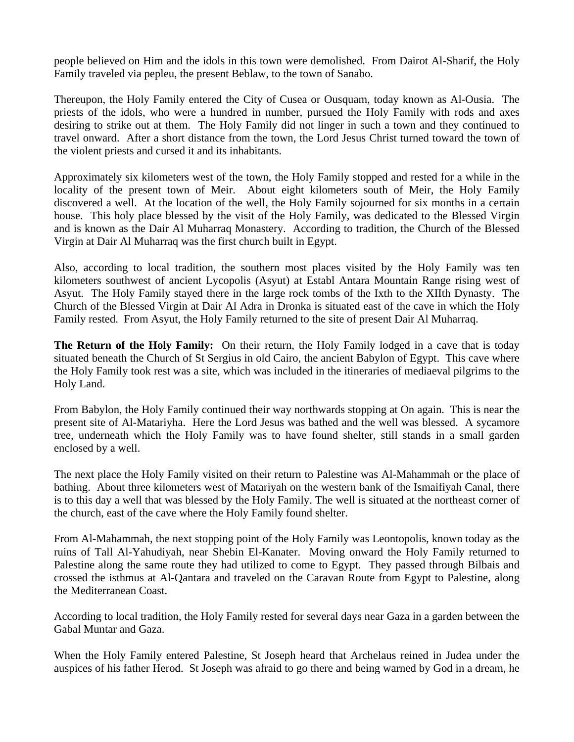people believed on Him and the idols in this town were demolished. From Dairot Al-Sharif, the Holy Family traveled via pepleu, the present Beblaw, to the town of Sanabo.

Thereupon, the Holy Family entered the City of Cusea or Ousquam, today known as Al-Ousia. The priests of the idols, who were a hundred in number, pursued the Holy Family with rods and axes desiring to strike out at them. The Holy Family did not linger in such a town and they continued to travel onward. After a short distance from the town, the Lord Jesus Christ turned toward the town of the violent priests and cursed it and its inhabitants.

Approximately six kilometers west of the town, the Holy Family stopped and rested for a while in the locality of the present town of Meir. About eight kilometers south of Meir, the Holy Family discovered a well. At the location of the well, the Holy Family sojourned for six months in a certain house. This holy place blessed by the visit of the Holy Family, was dedicated to the Blessed Virgin and is known as the Dair Al Muharraq Monastery. According to tradition, the Church of the Blessed Virgin at Dair Al Muharraq was the first church built in Egypt.

Also, according to local tradition, the southern most places visited by the Holy Family was ten kilometers southwest of ancient Lycopolis (Asyut) at Establ Antara Mountain Range rising west of Asyut. The Holy Family stayed there in the large rock tombs of the Ixth to the XIIth Dynasty. The Church of the Blessed Virgin at Dair Al Adra in Dronka is situated east of the cave in which the Holy Family rested. From Asyut, the Holy Family returned to the site of present Dair Al Muharraq.

**The Return of the Holy Family:** On their return, the Holy Family lodged in a cave that is today situated beneath the Church of St Sergius in old Cairo, the ancient Babylon of Egypt. This cave where the Holy Family took rest was a site, which was included in the itineraries of mediaeval pilgrims to the Holy Land.

From Babylon, the Holy Family continued their way northwards stopping at On again. This is near the present site of Al-Matariyha. Here the Lord Jesus was bathed and the well was blessed. A sycamore tree, underneath which the Holy Family was to have found shelter, still stands in a small garden enclosed by a well.

The next place the Holy Family visited on their return to Palestine was Al-Mahammah or the place of bathing. About three kilometers west of Matariyah on the western bank of the Ismaifiyah Canal, there is to this day a well that was blessed by the Holy Family. The well is situated at the northeast corner of the church, east of the cave where the Holy Family found shelter.

From Al-Mahammah, the next stopping point of the Holy Family was Leontopolis, known today as the ruins of Tall Al-Yahudiyah, near Shebin El-Kanater. Moving onward the Holy Family returned to Palestine along the same route they had utilized to come to Egypt. They passed through Bilbais and crossed the isthmus at Al-Qantara and traveled on the Caravan Route from Egypt to Palestine, along the Mediterranean Coast.

According to local tradition, the Holy Family rested for several days near Gaza in a garden between the Gabal Muntar and Gaza.

When the Holy Family entered Palestine, St Joseph heard that Archelaus reined in Judea under the auspices of his father Herod. St Joseph was afraid to go there and being warned by God in a dream, he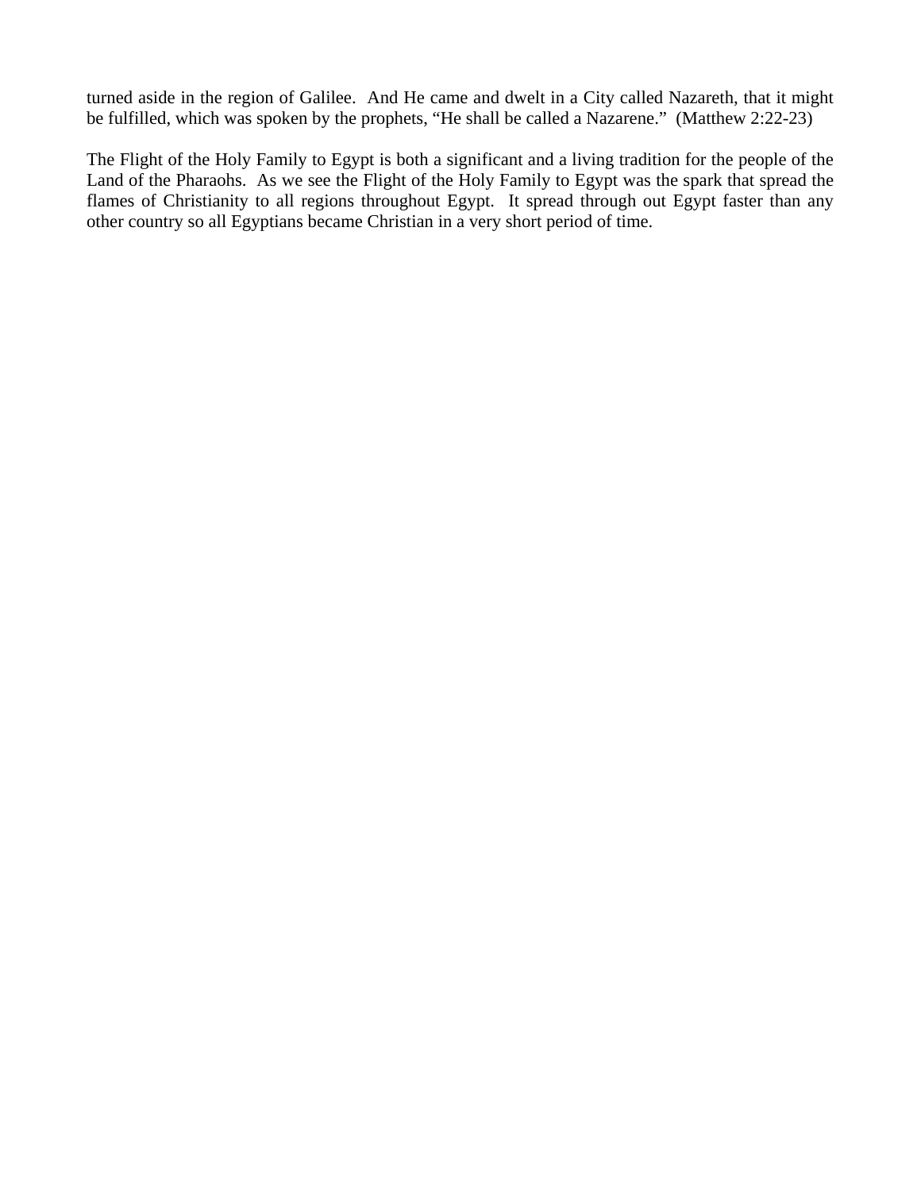turned aside in the region of Galilee. And He came and dwelt in a City called Nazareth, that it might be fulfilled, which was spoken by the prophets, "He shall be called a Nazarene." (Matthew 2:22-23)

The Flight of the Holy Family to Egypt is both a significant and a living tradition for the people of the Land of the Pharaohs. As we see the Flight of the Holy Family to Egypt was the spark that spread the flames of Christianity to all regions throughout Egypt. It spread through out Egypt faster than any other country so all Egyptians became Christian in a very short period of time.